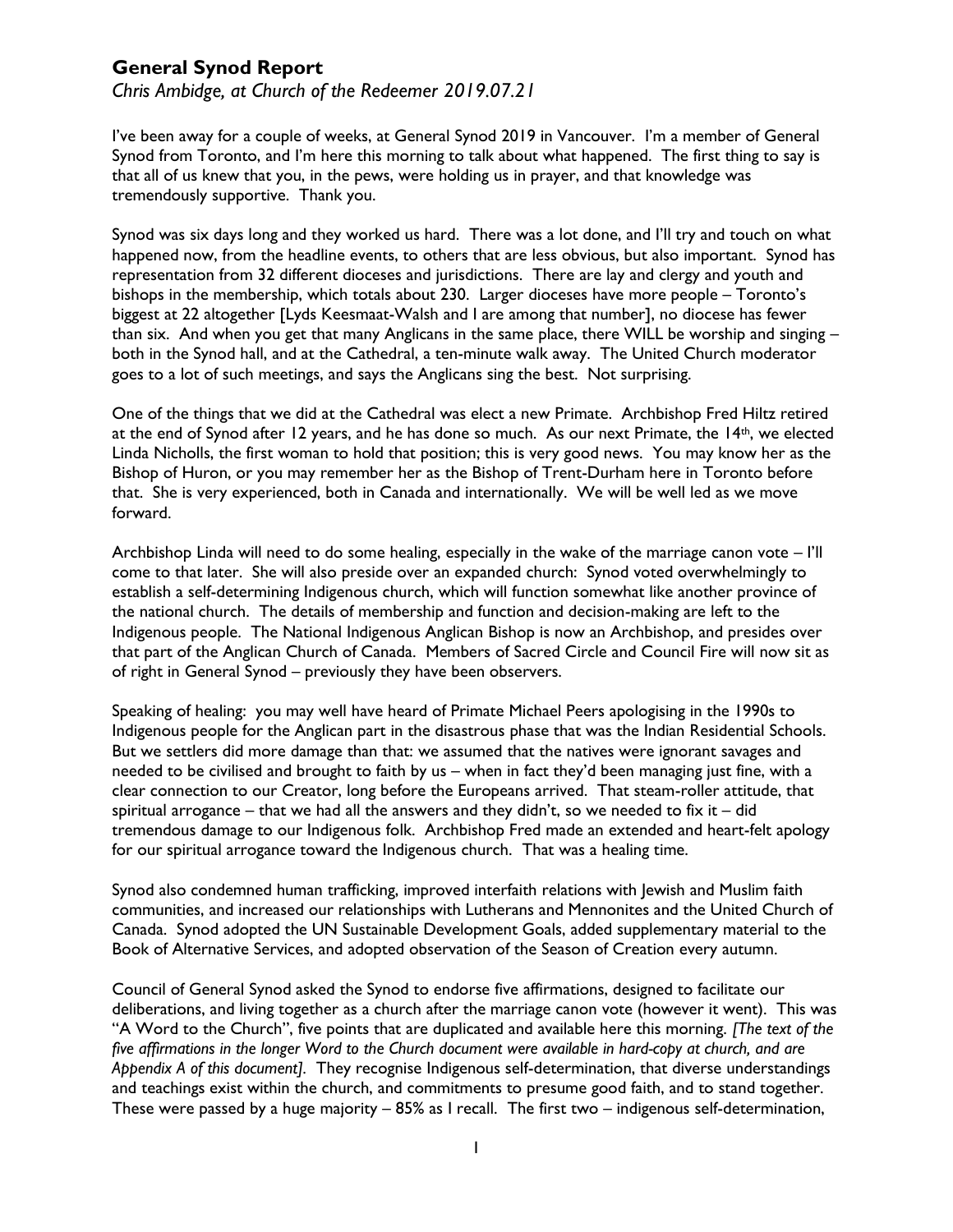# General Synod Report

*Chris Ambidge, at Church of the Redeemer 2019.07.21*

I've been away for a couple of weeks, at General Synod 2019 in Vancouver. I'm a member of General Synod from Toronto, and I'm here this morning to talk about what happened. The first thing to say is that all of us knew that you, in the pews, were holding us in prayer, and that knowledge was tremendously supportive. Thank you.

Synod was six days long and they worked us hard. There was a lot done, and I'll try and touch on what happened now, from the headline events, to others that are less obvious, but also important. Synod has representation from 32 different dioceses and jurisdictions. There are lay and clergy and youth and bishops in the membership, which totals about 230. Larger dioceses have more people – Toronto's biggest at 22 altogether [Lyds Keesmaat-Walsh and I are among that number], no diocese has fewer than six. And when you get that many Anglicans in the same place, there WILL be worship and singing – both in the Synod hall, and at the Cathedral, a ten-minute walk away. The United Church moderator goes to a lot of such meetings, and says the Anglicans sing the best. Not surprising.

One of the things that we did at the Cathedral was elect a new Primate. Archbishop Fred Hiltz retired at the end of Synod after 12 years, and he has done so much. As our next Primate, the 14th, we elected Linda Nicholls, the first woman to hold that position; this is very good news. You may know her as the Bishop of Huron, or you may remember her as the Bishop of Trent-Durham here in Toronto before that. She is very experienced, both in Canada and internationally. We will be well led as we move forward.

Archbishop Linda will need to do some healing, especially in the wake of the marriage canon vote – I'll come to that later. She will also preside over an expanded church: Synod voted overwhelmingly to establish a self-determining Indigenous church, which will function somewhat like another province of the national church. The details of membership and function and decision-making are left to the Indigenous people. The National Indigenous Anglican Bishop is now an Archbishop, and presides over that part of the Anglican Church of Canada. Members of Sacred Circle and Council Fire will now sit as of right in General Synod – previously they have been observers.

Speaking of healing: you may well have heard of Primate Michael Peers apologising in the 1990s to Indigenous people for the Anglican part in the disastrous phase that was the Indian Residential Schools. But we settlers did more damage than that: we assumed that the natives were ignorant savages and needed to be civilised and brought to faith by us – when in fact they'd been managing just fine, with a clear connection to our Creator, long before the Europeans arrived. That steam-roller attitude, that spiritual arrogance – that we had all the answers and they didn't, so we needed to fix it – did tremendous damage to our Indigenous folk. Archbishop Fred made an extended and heart-felt apology for our spiritual arrogance toward the Indigenous church. That was a healing time.

Synod also condemned human trafficking, improved interfaith relations with Jewish and Muslim faith communities, and increased our relationships with Lutherans and Mennonites and the United Church of Canada. Synod adopted the UN Sustainable Development Goals, added supplementary material to the Book of Alternative Services, and adopted observation of the Season of Creation every autumn.

Council of General Synod asked the Synod to endorse five affirmations, designed to facilitate our deliberations, and living together as a church after the marriage canon vote (however it went). This was "A Word to the Church", five points that are duplicated and available here this morning. *[The text of the five affirmations in the longer Word to the Church document were available in hard-copy at church, and are Appendix A of this document]*. They recognise Indigenous self-determination, that diverse understandings and teachings exist within the church, and commitments to presume good faith, and to stand together. These were passed by a huge majority – 85% as I recall. The first two – indigenous self-determination,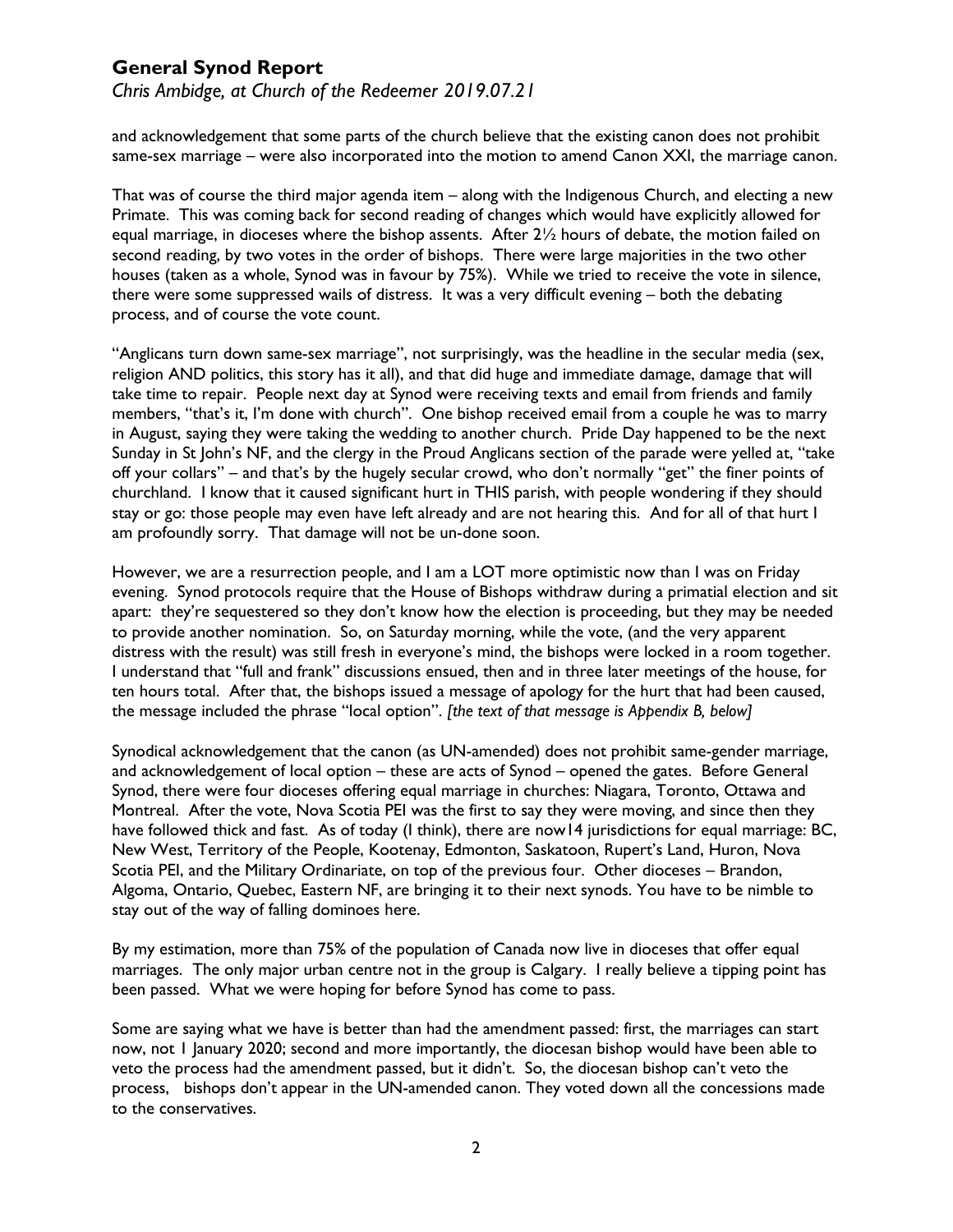and acknowledgement that some parts of the church believe that the existing canon does not prohibit same-sex marriage – were also incorporated into the motion to amend Canon XXI, the marriage canon.

That was of course the third major agenda item – along with the Indigenous Church, and electing a new Primate. This was coming back for second reading of changes which would have explicitly allowed for equal marriage, in dioceses where the bishop assents. After 2½ hours of debate, the motion failed on second reading, by two votes in the order of bishops. There were large majorities in the two other houses (taken as a whole, Synod was in favour by 75%). While we tried to receive the vote in silence, there were some suppressed wails of distress. It was a very difficult evening – both the debating process, and of course the vote count.

"Anglicans turn down same-sex marriage", not surprisingly, was the headline in the secular media (sex, religion AND politics, this story has it all), and that did huge and immediate damage, damage that will take time to repair. People next day at Synod were receiving texts and email from friends and family members, "that's it, I'm done with church". One bishop received email from a couple he was to marry in August, saying they were taking the wedding to another church. Pride Day happened to be the next Sunday in St John's NF, and the clergy in the Proud Anglicans section of the parade were yelled at, "take off your collars" – and that's by the hugely secular crowd, who don't normally "get" the finer points of churchland. I know that it caused significant hurt in THIS parish, with people wondering if they should stay or go: those people may even have left already and are not hearing this. And for all of that hurt I am profoundly sorry. That damage will not be un-done soon.

However, we are a resurrection people, and I am a LOT more optimistic now than I was on Friday evening. Synod protocols require that the House of Bishops withdraw during a primatial election and sit apart: they're sequestered so they don't know how the election is proceeding, but they may be needed to provide another nomination. So, on Saturday morning, while the vote, (and the very apparent distress with the result) was still fresh in everyone's mind, the bishops were locked in a room together. I understand that "full and frank" discussions ensued, then and in three later meetings of the house, for ten hours total. After that, the bishops issued a message of apology for the hurt that had been caused, the message included the phrase "local option". *[the text of that message is Appendix B, below]*

Synodical acknowledgement that the canon (as UN-amended) does not prohibit same-gender marriage, and acknowledgement of local option – these are acts of Synod – opened the gates. Before General Synod, there were four dioceses offering equal marriage in churches: Niagara, Toronto, Ottawa and Montreal. After the vote, Nova Scotia PEI was the first to say they were moving, and since then they have followed thick and fast. As of today (I think), there are now14 jurisdictions for equal marriage: BC, New West, Territory of the People, Kootenay, Edmonton, Saskatoon, Rupert's Land, Huron, Nova Scotia PEI, and the Military Ordinariate, on top of the previous four. Other dioceses – Brandon, Algoma, Ontario, Quebec, Eastern NF, are bringing it to their next synods. You have to be nimble to stay out of the way of falling dominoes here.

By my estimation, more than 75% of the population of Canada now live in dioceses that offer equal marriages. The only major urban centre not in the group is Calgary. I really believe a tipping point has been passed. What we were hoping for before Synod has come to pass.

Some are saying what we have is better than had the amendment passed: first, the marriages can start now, not 1 January 2020; second and more importantly, the diocesan bishop would have been able to veto the process had the amendment passed, but it didn't. So, the diocesan bishop can't veto the process, bishops don't appear in the UN-amended canon. They voted down all the concessions made to the conservatives.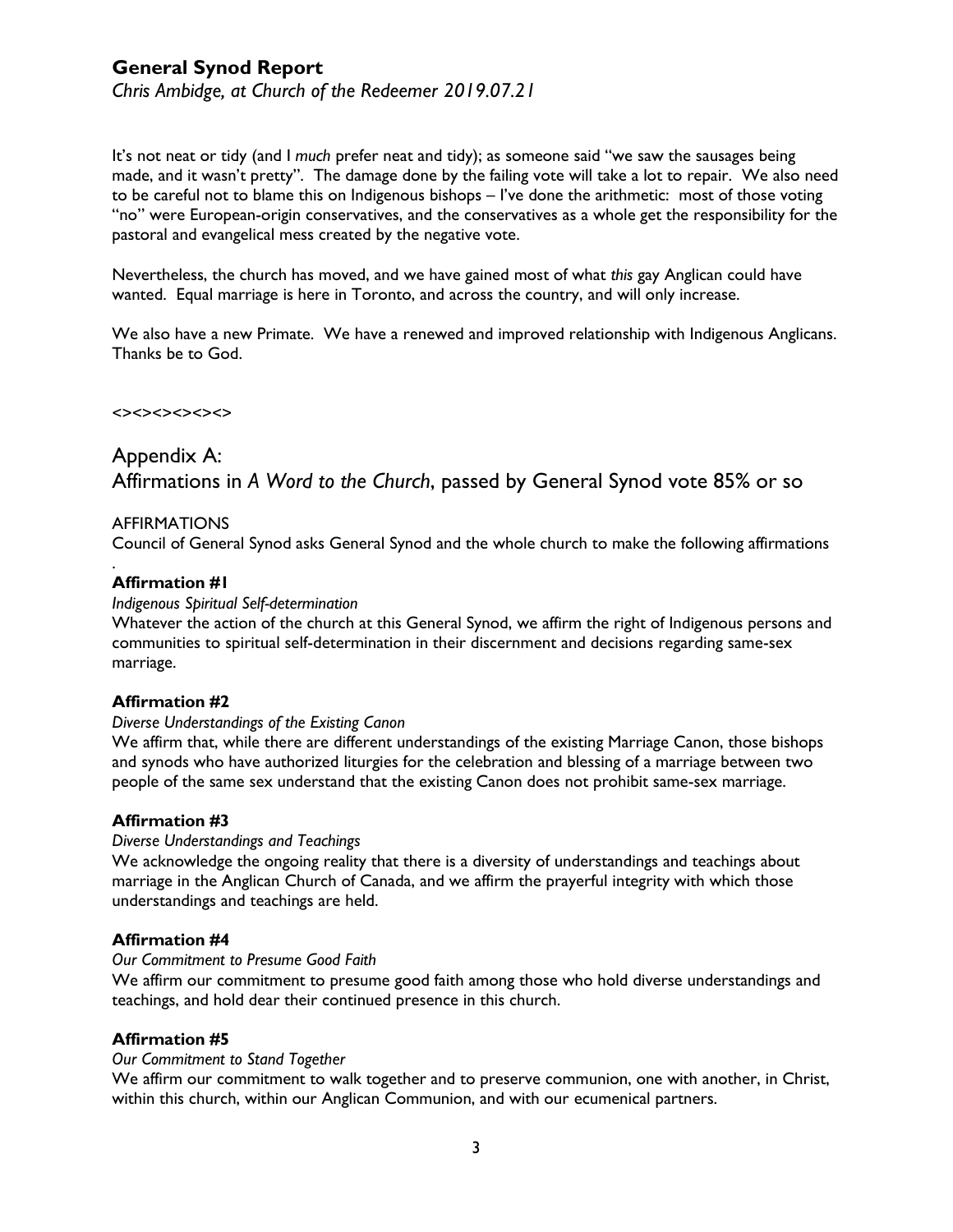It's not neat or tidy (and I *much* prefer neat and tidy); as someone said "we saw the sausages being made, and it wasn't pretty". The damage done by the failing vote will take a lot to repair. We also need to be careful not to blame this on Indigenous bishops – I've done the arithmetic: most of those voting "no" were European-origin conservatives, and the conservatives as a whole get the responsibility for the pastoral and evangelical mess created by the negative vote.

Nevertheless, the church has moved, and we have gained most of what *this* gay Anglican could have wanted. Equal marriage is here in Toronto, and across the country, and will only increase.

We also have a new Primate. We have a renewed and improved relationship with Indigenous Anglicans. Thanks be to God.

<><><><><><>

## Appendix A:
## Affirmations in *A Word to the Church*, passed by General Synod vote 85% or so

AFFIRMATIONS

Council of General Synod asks General Synod and the whole church to make the following affirmations

.

**Affirmation #1**

*Indigenous Spiritual Self-determination*

Whatever the action of the church at this General Synod, we affirm the right of Indigenous persons and communities to spiritual self-determination in their discernment and decisions regarding same-sex marriage.

**Affirmation #2**

*Diverse Understandings of the Existing Canon*

We affirm that, while there are different understandings of the existing Marriage Canon, those bishops and synods who have authorized liturgies for the celebration and blessing of a marriage between two people of the same sex understand that the existing Canon does not prohibit same-sex marriage.

**Affirmation #3**

*Diverse Understandings and Teachings*

We acknowledge the ongoing reality that there is a diversity of understandings and teachings about marriage in the Anglican Church of Canada, and we affirm the prayerful integrity with which those understandings and teachings are held.

**Affirmation #4**

*Our Commitment to Presume Good Faith*

We affirm our commitment to presume good faith among those who hold diverse understandings and teachings, and hold dear their continued presence in this church.

**Affirmation #5**

*Our Commitment to Stand Together*

We affirm our commitment to walk together and to preserve communion, one with another, in Christ, within this church, within our Anglican Communion, and with our ecumenical partners.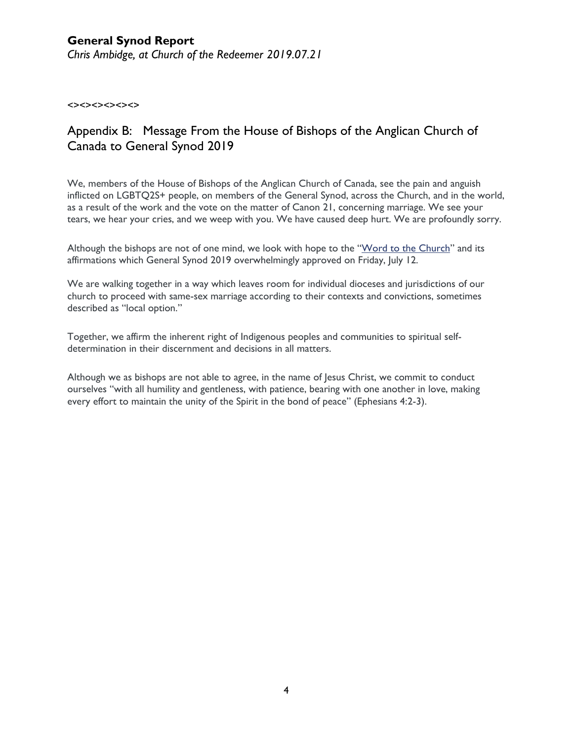<><><><><><>

## Appendix B: Message From the House of Bishops of the Anglican Church of Canada to General Synod 2019

We, members of the House of Bishops of the Anglican Church of Canada, see the pain and anguish inflicted on LGBTQ2S+ people, on members of the General Synod, across the Church, and in the world, as a result of the work and the vote on the matter of Canon 21, concerning marriage. We see your tears, we hear your cries, and we weep with you. We have caused deep hurt. We are profoundly sorry.

Although the bishops are not of one mind, we look with hope to the "Word to the Church" and its affirmations which General Synod 2019 overwhelmingly approved on Friday, July 12.

We are walking together in a way which leaves room for individual dioceses and jurisdictions of our church to proceed with same-sex marriage according to their contexts and convictions, sometimes described as "local option."

Together, we affirm the inherent right of Indigenous peoples and communities to spiritual self-determination in their discernment and decisions in all matters.

Although we as bishops are not able to agree, in the name of Jesus Christ, we commit to conduct ourselves "with all humility and gentleness, with patience, bearing with one another in love, making every effort to maintain the unity of the Spirit in the bond of peace" (Ephesians 4:2-3).